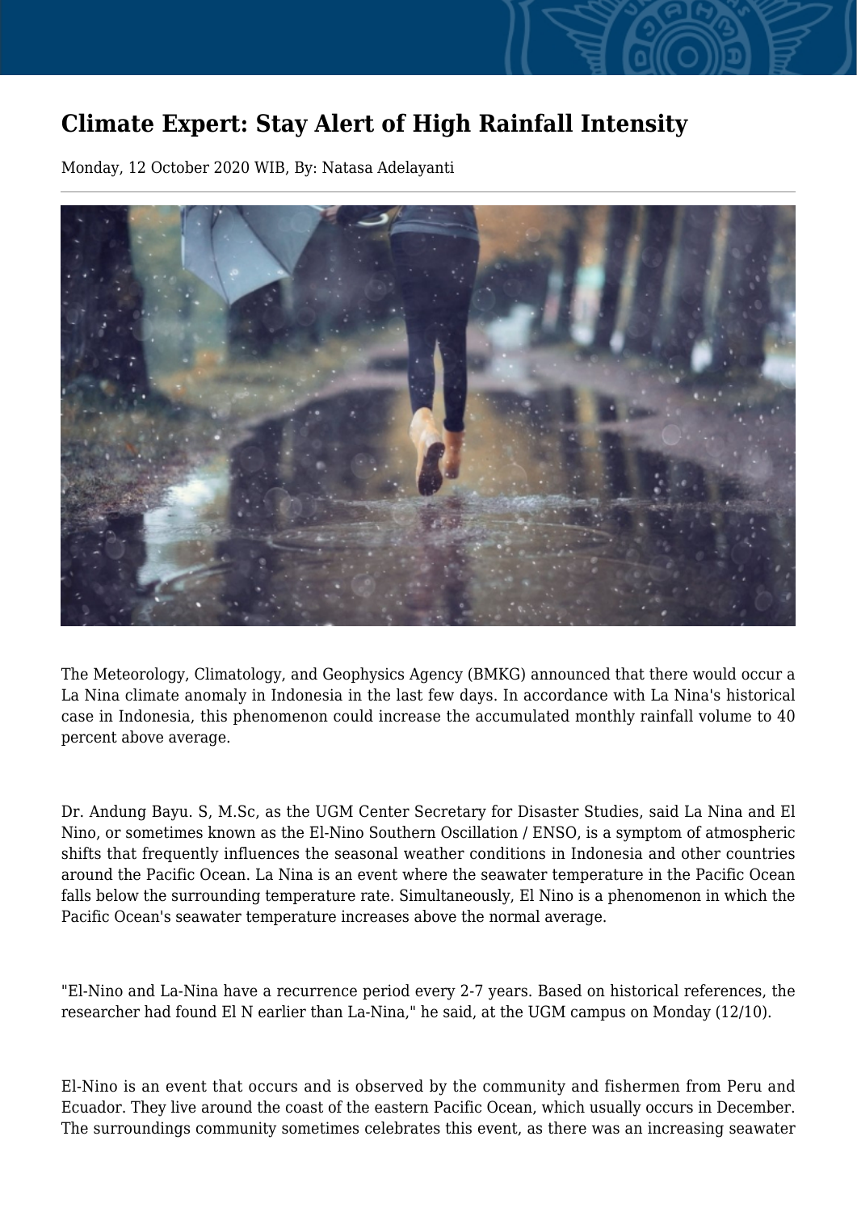# Climate Expert: Stay Alert of High Rainfall Intensity

Monday, 12 October 2020 WIB, By: Natasa Adelayanti

---

The Meteorology, Climatology, and Geophysics Agency (BMKG) announced that there would occur a La Nina climate anomaly in Indonesia in the last few days. In accordance with La Nina's historical case in Indonesia, this phenomenon could increase the accumulated monthly rainfall volume to 40 percent above average.

Dr. Andung Bayu. S, M.Sc, as the UGM Center Secretary for Disaster Studies, said La Nina and El Nino, or sometimes known as the El-Nino Southern Oscillation / ENSO, is a symptom of atmospheric shifts that frequently influences the seasonal weather conditions in Indonesia and other countries around the Pacific Ocean. La Nina is an event where the seawater temperature in the Pacific Ocean falls below the surrounding temperature rate. Simultaneously, El Nino is a phenomenon in which the Pacific Ocean's seawater temperature increases above the normal average.

"El-Nino and La-Nina have a recurrence period every 2-7 years. Based on historical references, the researcher had found El N earlier than La-Nina," he said, at the UGM campus on Monday (12/10).

El-Nino is an event that occurs and is observed by the community and fishermen from Peru and Ecuador. They live around the coast of the eastern Pacific Ocean, which usually occurs in December. The surroundings community sometimes celebrates this event, as there was an increasing seawater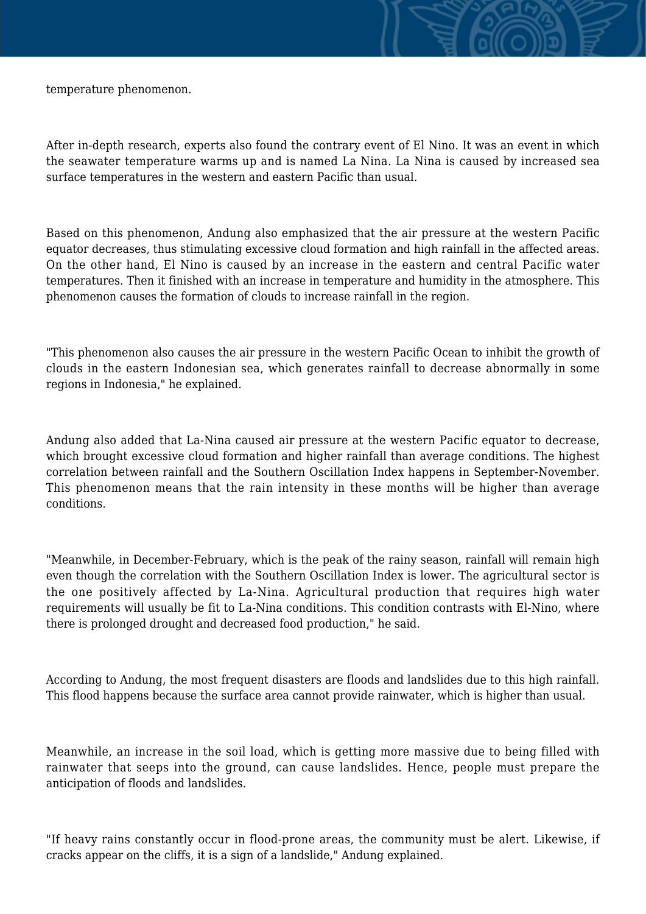temperature phenomenon.

After in-depth research, experts also found the contrary event of El Nino. It was an event in which the seawater temperature warms up and is named La Nina. La Nina is caused by increased sea surface temperatures in the western and eastern Pacific than usual.

Based on this phenomenon, Andung also emphasized that the air pressure at the western Pacific equator decreases, thus stimulating excessive cloud formation and high rainfall in the affected areas. On the other hand, El Nino is caused by an increase in the eastern and central Pacific water temperatures. Then it finished with an increase in temperature and humidity in the atmosphere. This phenomenon causes the formation of clouds to increase rainfall in the region.

"This phenomenon also causes the air pressure in the western Pacific Ocean to inhibit the growth of clouds in the eastern Indonesian sea, which generates rainfall to decrease abnormally in some regions in Indonesia," he explained.

Andung also added that La-Nina caused air pressure at the western Pacific equator to decrease, which brought excessive cloud formation and higher rainfall than average conditions. The highest correlation between rainfall and the Southern Oscillation Index happens in September-November. This phenomenon means that the rain intensity in these months will be higher than average conditions.

"Meanwhile, in December-February, which is the peak of the rainy season, rainfall will remain high even though the correlation with the Southern Oscillation Index is lower. The agricultural sector is the one positively affected by La-Nina. Agricultural production that requires high water requirements will usually be fit to La-Nina conditions. This condition contrasts with El-Nino, where there is prolonged drought and decreased food production," he said.

According to Andung, the most frequent disasters are floods and landslides due to this high rainfall. This flood happens because the surface area cannot provide rainwater, which is higher than usual.

Meanwhile, an increase in the soil load, which is getting more massive due to being filled with rainwater that seeps into the ground, can cause landslides. Hence, people must prepare the anticipation of floods and landslides.

"If heavy rains constantly occur in flood-prone areas, the community must be alert. Likewise, if cracks appear on the cliffs, it is a sign of a landslide," Andung explained.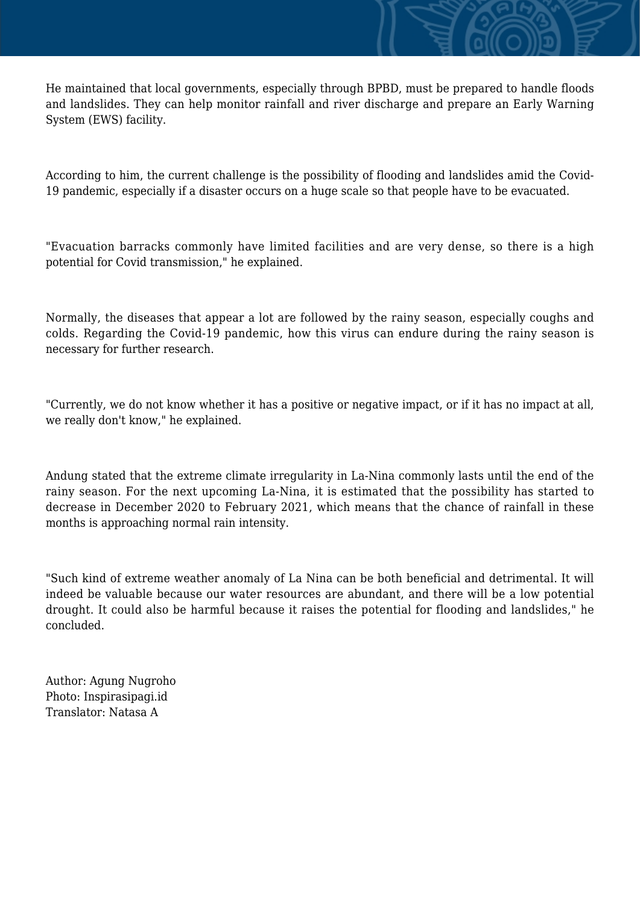He maintained that local governments, especially through BPBD, must be prepared to handle floods and landslides. They can help monitor rainfall and river discharge and prepare an Early Warning System (EWS) facility.

According to him, the current challenge is the possibility of flooding and landslides amid the Covid-19 pandemic, especially if a disaster occurs on a huge scale so that people have to be evacuated.

"Evacuation barracks commonly have limited facilities and are very dense, so there is a high potential for Covid transmission," he explained.

Normally, the diseases that appear a lot are followed by the rainy season, especially coughs and colds. Regarding the Covid-19 pandemic, how this virus can endure during the rainy season is necessary for further research.

"Currently, we do not know whether it has a positive or negative impact, or if it has no impact at all, we really don't know," he explained.

Andung stated that the extreme climate irregularity in La-Nina commonly lasts until the end of the rainy season. For the next upcoming La-Nina, it is estimated that the possibility has started to decrease in December 2020 to February 2021, which means that the chance of rainfall in these months is approaching normal rain intensity.

"Such kind of extreme weather anomaly of La Nina can be both beneficial and detrimental. It will indeed be valuable because our water resources are abundant, and there will be a low potential drought. It could also be harmful because it raises the potential for flooding and landslides," he concluded.

Author: Agung Nugroho
Photo: Inspirasipagi.id
Translator: Natasa A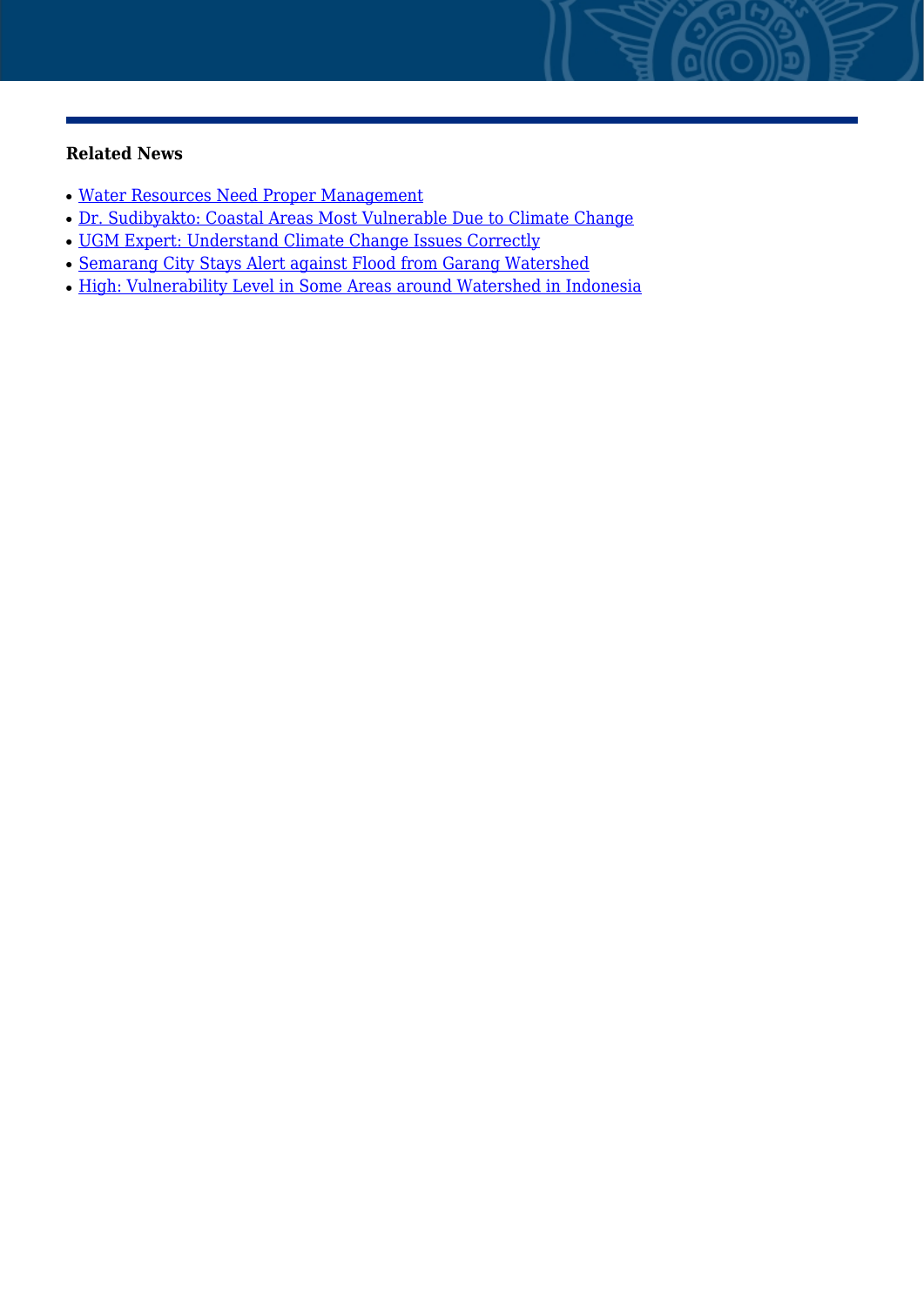### Related News

- Water Resources Need Proper Management
- Dr. Sudibyakto: Coastal Areas Most Vulnerable Due to Climate Change
- UGM Expert: Understand Climate Change Issues Correctly
- Semarang City Stays Alert against Flood from Garang Watershed
- High: Vulnerability Level in Some Areas around Watershed in Indonesia